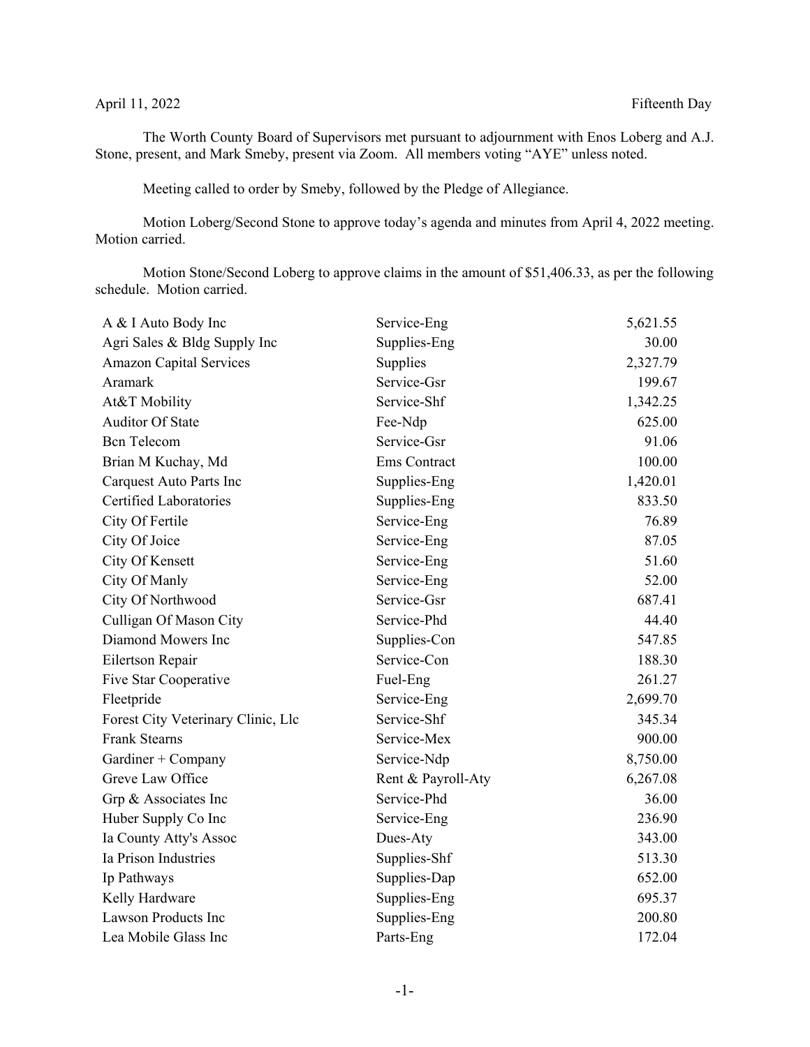April 11, 2022 Fifteenth Day

The Worth County Board of Supervisors met pursuant to adjournment with Enos Loberg and A.J. Stone, present, and Mark Smeby, present via Zoom. All members voting "AYE" unless noted.

Meeting called to order by Smeby, followed by the Pledge of Allegiance.

Motion Loberg/Second Stone to approve today's agenda and minutes from April 4, 2022 meeting. Motion carried.

Motion Stone/Second Loberg to approve claims in the amount of $51,406.33, as per the following schedule. Motion carried.

| | | |
|---|---|---|
| A & I Auto Body Inc | Service-Eng | 5,621.55 |
| Agri Sales & Bldg Supply Inc | Supplies-Eng | 30.00 |
| Amazon Capital Services | Supplies | 2,327.79 |
| Aramark | Service-Gsr | 199.67 |
| At&T Mobility | Service-Shf | 1,342.25 |
| Auditor Of State | Fee-Ndp | 625.00 |
| Bcn Telecom | Service-Gsr | 91.06 |
| Brian M Kuchay, Md | Ems Contract | 100.00 |
| Carquest Auto Parts Inc | Supplies-Eng | 1,420.01 |
| Certified Laboratories | Supplies-Eng | 833.50 |
| City Of Fertile | Service-Eng | 76.89 |
| City Of Joice | Service-Eng | 87.05 |
| City Of Kensett | Service-Eng | 51.60 |
| City Of Manly | Service-Eng | 52.00 |
| City Of Northwood | Service-Gsr | 687.41 |
| Culligan Of Mason City | Service-Phd | 44.40 |
| Diamond Mowers Inc | Supplies-Con | 547.85 |
| Eilertson Repair | Service-Con | 188.30 |
| Five Star Cooperative | Fuel-Eng | 261.27 |
| Fleetpride | Service-Eng | 2,699.70 |
| Forest City Veterinary Clinic, Llc | Service-Shf | 345.34 |
| Frank Stearns | Service-Mex | 900.00 |
| Gardiner + Company | Service-Ndp | 8,750.00 |
| Greve Law Office | Rent & Payroll-Aty | 6,267.08 |
| Grp & Associates Inc | Service-Phd | 36.00 |
| Huber Supply Co Inc | Service-Eng | 236.90 |
| Ia County Atty's Assoc | Dues-Aty | 343.00 |
| Ia Prison Industries | Supplies-Shf | 513.30 |
| Ip Pathways | Supplies-Dap | 652.00 |
| Kelly Hardware | Supplies-Eng | 695.37 |
| Lawson Products Inc | Supplies-Eng | 200.80 |
| Lea Mobile Glass Inc | Parts-Eng | 172.04 |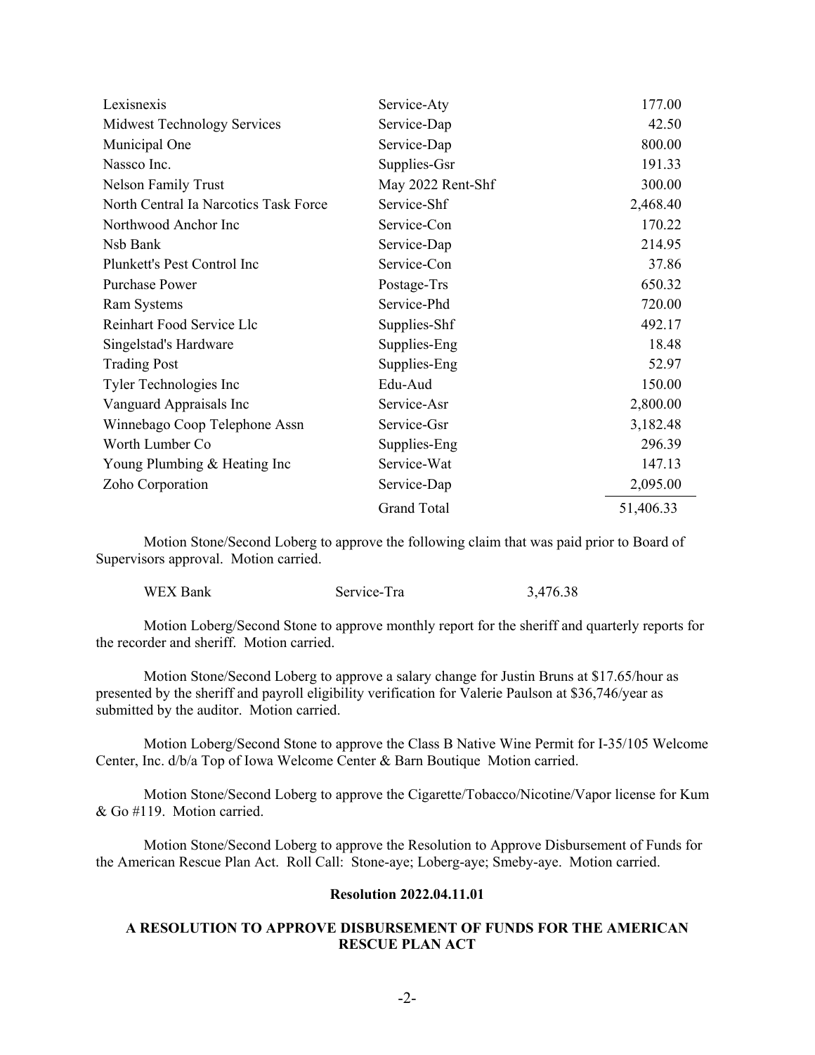| | | |
|---|---|---|
| Lexisnexis | Service-Aty | 177.00 |
| Midwest Technology Services | Service-Dap | 42.50 |
| Municipal One | Service-Dap | 800.00 |
| Nassco Inc. | Supplies-Gsr | 191.33 |
| Nelson Family Trust | May 2022 Rent-Shf | 300.00 |
| North Central Ia Narcotics Task Force | Service-Shf | 2,468.40 |
| Northwood Anchor Inc | Service-Con | 170.22 |
| Nsb Bank | Service-Dap | 214.95 |
| Plunkett's Pest Control Inc | Service-Con | 37.86 |
| Purchase Power | Postage-Trs | 650.32 |
| Ram Systems | Service-Phd | 720.00 |
| Reinhart Food Service Llc | Supplies-Shf | 492.17 |
| Singelstad's Hardware | Supplies-Eng | 18.48 |
| Trading Post | Supplies-Eng | 52.97 |
| Tyler Technologies Inc | Edu-Aud | 150.00 |
| Vanguard Appraisals Inc | Service-Asr | 2,800.00 |
| Winnebago Coop Telephone Assn | Service-Gsr | 3,182.48 |
| Worth Lumber Co | Supplies-Eng | 296.39 |
| Young Plumbing & Heating Inc | Service-Wat | 147.13 |
| Zoho Corporation | Service-Dap | 2,095.00 |
| | Grand Total | 51,406.33 |

Motion Stone/Second Loberg to approve the following claim that was paid prior to Board of Supervisors approval. Motion carried.

| | | |
|---|---|---|
| WEX Bank | Service-Tra | 3,476.38 |

Motion Loberg/Second Stone to approve monthly report for the sheriff and quarterly reports for the recorder and sheriff. Motion carried.

Motion Stone/Second Loberg to approve a salary change for Justin Bruns at $17.65/hour as presented by the sheriff and payroll eligibility verification for Valerie Paulson at $36,746/year as submitted by the auditor. Motion carried.

Motion Loberg/Second Stone to approve the Class B Native Wine Permit for I-35/105 Welcome Center, Inc. d/b/a Top of Iowa Welcome Center & Barn Boutique Motion carried.

Motion Stone/Second Loberg to approve the Cigarette/Tobacco/Nicotine/Vapor license for Kum & Go #119. Motion carried.

Motion Stone/Second Loberg to approve the Resolution to Approve Disbursement of Funds for the American Rescue Plan Act. Roll Call: Stone-aye; Loberg-aye; Smeby-aye. Motion carried.

**Resolution 2022.04.11.01**

**A RESOLUTION TO APPROVE DISBURSEMENT OF FUNDS FOR THE AMERICAN RESCUE PLAN ACT**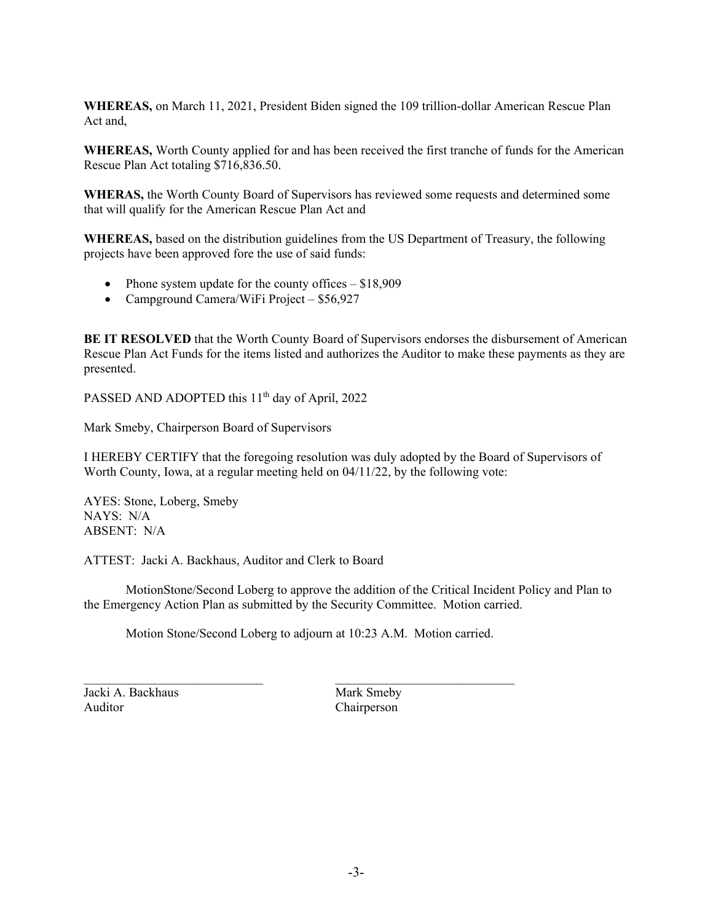**WHEREAS,** on March 11, 2021, President Biden signed the 109 trillion-dollar American Rescue Plan Act and,

**WHEREAS,** Worth County applied for and has been received the first tranche of funds for the American Rescue Plan Act totaling $716,836.50.

**WHERAS,** the Worth County Board of Supervisors has reviewed some requests and determined some that will qualify for the American Rescue Plan Act and

**WHEREAS,** based on the distribution guidelines from the US Department of Treasury, the following projects have been approved fore the use of said funds:

- Phone system update for the county offices – $18,909
- Campground Camera/WiFi Project – $56,927

**BE IT RESOLVED** that the Worth County Board of Supervisors endorses the disbursement of American Rescue Plan Act Funds for the items listed and authorizes the Auditor to make these payments as they are presented.

PASSED AND ADOPTED this 11th day of April, 2022

Mark Smeby, Chairperson Board of Supervisors

I HEREBY CERTIFY that the foregoing resolution was duly adopted by the Board of Supervisors of Worth County, Iowa, at a regular meeting held on 04/11/22, by the following vote:

AYES: Stone, Loberg, Smeby
NAYS: N/A
ABSENT: N/A

ATTEST: Jacki A. Backhaus, Auditor and Clerk to Board

MotionStone/Second Loberg to approve the addition of the Critical Incident Policy and Plan to the Emergency Action Plan as submitted by the Security Committee. Motion carried.

Motion Stone/Second Loberg to adjourn at 10:23 A.M. Motion carried.

\_\_\_\_\_\_\_\_\_\_\_\_\_\_\_\_\_\_\_\_\_\_\_\_\_\_\_\_ \_\_\_\_\_\_\_\_\_\_\_\_\_\_\_\_\_\_\_\_\_\_\_\_\_\_\_\_

Jacki A. Backhaus
Auditor

Mark Smeby
Chairperson